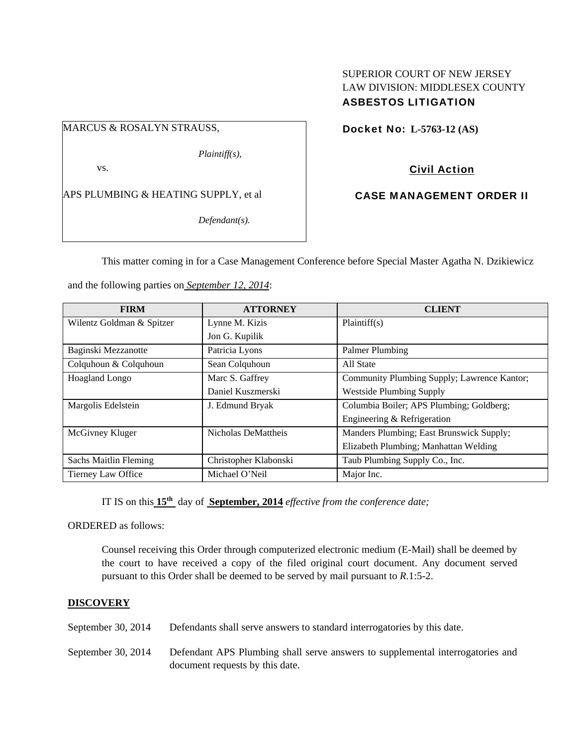SUPERIOR COURT OF NEW JERSEY
LAW DIVISION: MIDDLESEX COUNTY
**ASBESTOS LITIGATION**

MARCUS & ROSALYN STRAUSS,

*Plaintiff(s),*

vs.

APS PLUMBING & HEATING SUPPLY, et al

*Defendant(s).*

**Docket No: L-5763-12 (AS)**

**Civil Action**

**CASE MANAGEMENT ORDER II**

This matter coming in for a Case Management Conference before Special Master Agatha N. Dzikiewicz and the following parties on *September 12, 2014*:

| FIRM | ATTORNEY | CLIENT |
|---|---|---|
| Wilentz Goldman & Spitzer | Lynne M. Kizis<br>Jon G. Kupilik | Plaintiff(s) |
| Baginski Mezzanotte | Patricia Lyons | Palmer Plumbing |
| Colquhoun & Colquhoun | Sean Colquhoun | All State |
| Hoagland Longo | Marc S. Gaffrey<br>Daniel Kuszmerski | Community Plumbing Supply; Lawrence Kantor; Westside Plumbing Supply |
| Margolis Edelstein | J. Edmund Bryak | Columbia Boiler; APS Plumbing; Goldberg; Engineering & Refrigeration |
| McGivney Kluger | Nicholas DeMattheis | Manders Plumbing; East Brunswick Supply; Elizabeth Plumbing; Manhattan Welding |
| Sachs Maitlin Fleming | Christopher Klabonski | Taub Plumbing Supply Co., Inc. |
| Tierney Law Office | Michael O'Neil | Major Inc. |

IT IS on this **15th** day of **September, 2014** *effective from the conference date;*

ORDERED as follows:

Counsel receiving this Order through computerized electronic medium (E-Mail) shall be deemed by the court to have received a copy of the filed original court document. Any document served pursuant to this Order shall be deemed to be served by mail pursuant to *R*.1:5-2.

**DISCOVERY**

September 30, 2014 Defendants shall serve answers to standard interrogatories by this date.

September 30, 2014 Defendant APS Plumbing shall serve answers to supplemental interrogatories and document requests by this date.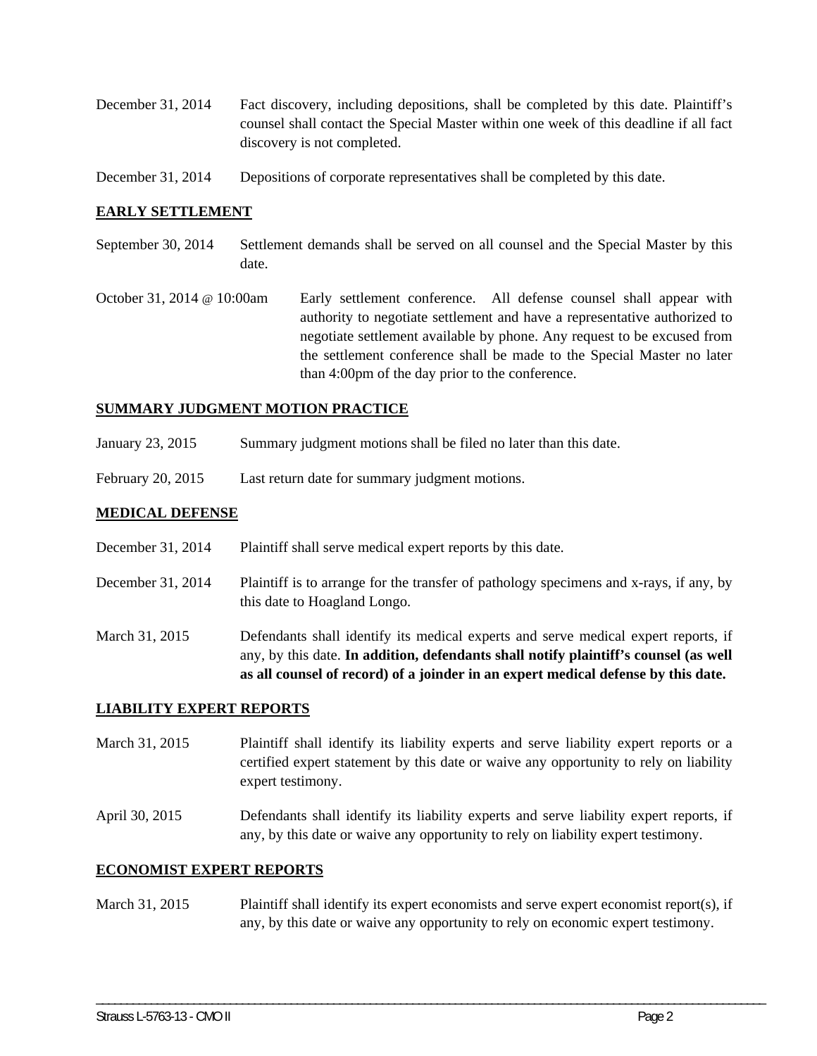December 31, 2014 Fact discovery, including depositions, shall be completed by this date. Plaintiff's counsel shall contact the Special Master within one week of this deadline if all fact discovery is not completed.

December 31, 2014 Depositions of corporate representatives shall be completed by this date.

**EARLY SETTLEMENT**

September 30, 2014 Settlement demands shall be served on all counsel and the Special Master by this date.

October 31, 2014 @ 10:00am Early settlement conference. All defense counsel shall appear with authority to negotiate settlement and have a representative authorized to negotiate settlement available by phone. Any request to be excused from the settlement conference shall be made to the Special Master no later than 4:00pm of the day prior to the conference.

**SUMMARY JUDGMENT MOTION PRACTICE**

January 23, 2015 Summary judgment motions shall be filed no later than this date.

February 20, 2015 Last return date for summary judgment motions.

**MEDICAL DEFENSE**

December 31, 2014 Plaintiff shall serve medical expert reports by this date.

December 31, 2014 Plaintiff is to arrange for the transfer of pathology specimens and x-rays, if any, by this date to Hoagland Longo.

March 31, 2015 Defendants shall identify its medical experts and serve medical expert reports, if any, by this date. **In addition, defendants shall notify plaintiff's counsel (as well as all counsel of record) of a joinder in an expert medical defense by this date.**

**LIABILITY EXPERT REPORTS**

March 31, 2015 Plaintiff shall identify its liability experts and serve liability expert reports or a certified expert statement by this date or waive any opportunity to rely on liability expert testimony.

April 30, 2015 Defendants shall identify its liability experts and serve liability expert reports, if any, by this date or waive any opportunity to rely on liability expert testimony.

**ECONOMIST EXPERT REPORTS**

March 31, 2015 Plaintiff shall identify its expert economists and serve expert economist report(s), if any, by this date or waive any opportunity to rely on economic expert testimony.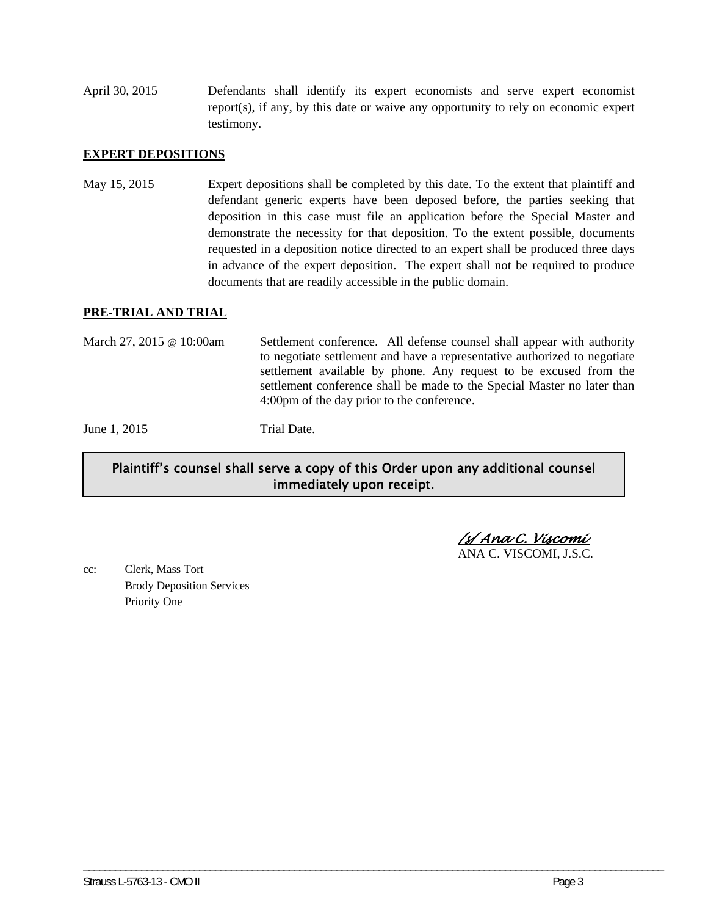April 30, 2015 Defendants shall identify its expert economists and serve expert economist report(s), if any, by this date or waive any opportunity to rely on economic expert testimony.

**EXPERT DEPOSITIONS**

May 15, 2015 Expert depositions shall be completed by this date. To the extent that plaintiff and defendant generic experts have been deposed before, the parties seeking that deposition in this case must file an application before the Special Master and demonstrate the necessity for that deposition. To the extent possible, documents requested in a deposition notice directed to an expert shall be produced three days in advance of the expert deposition. The expert shall not be required to produce documents that are readily accessible in the public domain.

**PRE-TRIAL AND TRIAL**

March 27, 2015 @ 10:00am Settlement conference. All defense counsel shall appear with authority to negotiate settlement and have a representative authorized to negotiate settlement available by phone. Any request to be excused from the settlement conference shall be made to the Special Master no later than 4:00pm of the day prior to the conference.

June 1, 2015 Trial Date.

**Plaintiff's counsel shall serve a copy of this Order upon any additional counsel immediately upon receipt.**

*/s/ Ana C. Viscomi*
ANA C. VISCOMI, J.S.C.

cc: Clerk, Mass Tort
Brody Deposition Services
Priority One